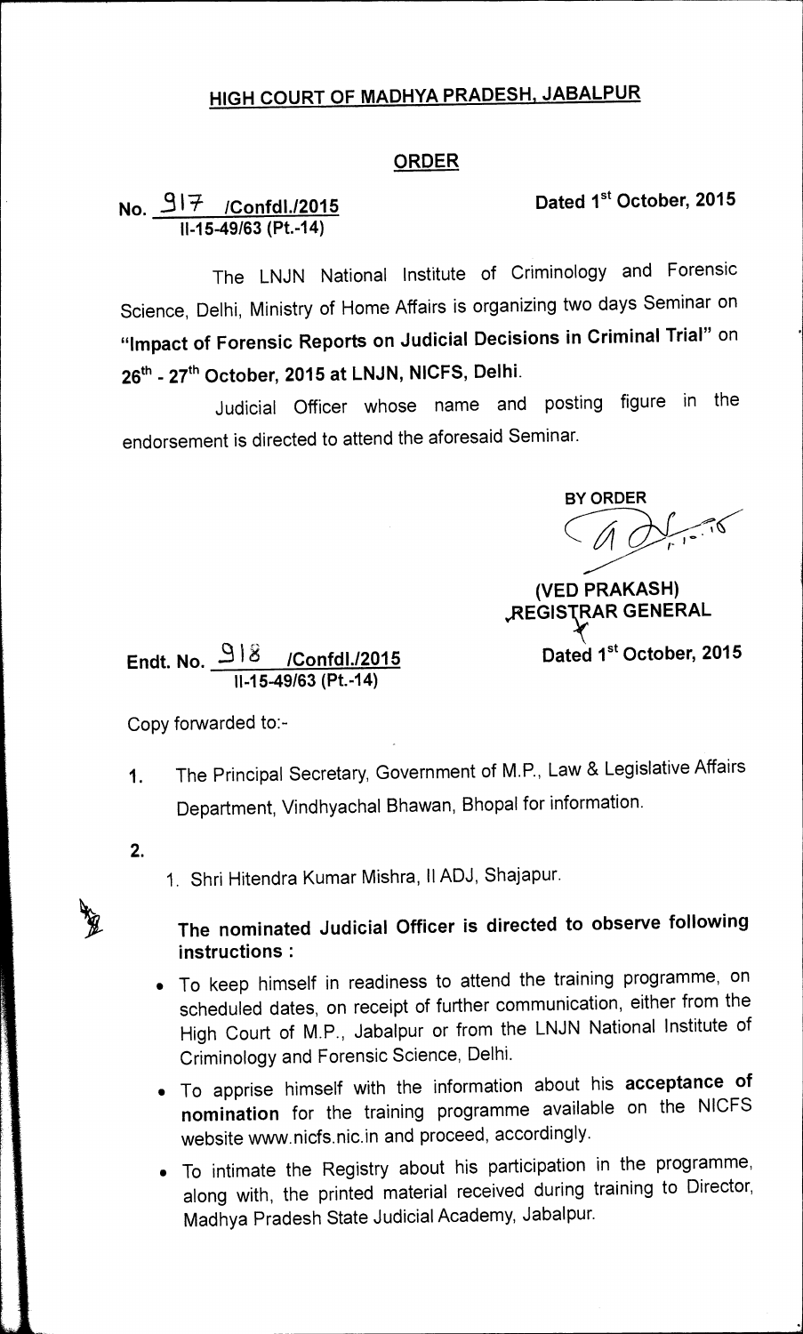# HIGH COURT OF MADHYA PRADESH, JABALPUR

## ORDER

**No. 917 /Confdl./2015** **Dated 1st October, 2015**
**II-15-49/63 (Pt.-14)**

The LNJN National Institute of Criminology and Forensic Science, Delhi, Ministry of Home Affairs is organizing two days Seminar on **"Impact of Forensic Reports on Judicial Decisions in Criminal Trial"** on **26th - 27th October, 2015 at LNJN, NICFS, Delhi.**

Judicial Officer whose name and posting figure in the endorsement is directed to attend the aforesaid Seminar.

**BY ORDER**

**(VED PRAKASH)**
**REGISTRAR GENERAL**

**Endt. No. 918 /Confdl./2015** **Dated 1st October, 2015**
**II-15-49/63 (Pt.-14)**

Copy forwarded to:-

1. The Principal Secretary, Government of M.P., Law & Legislative Affairs Department, Vindhyachal Bhawan, Bhopal for information.

2.
   1. Shri Hitendra Kumar Mishra, II ADJ, Shajapur.

**The nominated Judicial Officer is directed to observe following instructions :**

- To keep himself in readiness to attend the training programme, on scheduled dates, on receipt of further communication, either from the High Court of M.P., Jabalpur or from the LNJN National Institute of Criminology and Forensic Science, Delhi.
- To apprise himself with the information about his **acceptance of nomination** for the training programme available on the NICFS website www.nicfs.nic.in and proceed, accordingly.
- To intimate the Registry about his participation in the programme, along with, the printed material received during training to Director, Madhya Pradesh State Judicial Academy, Jabalpur.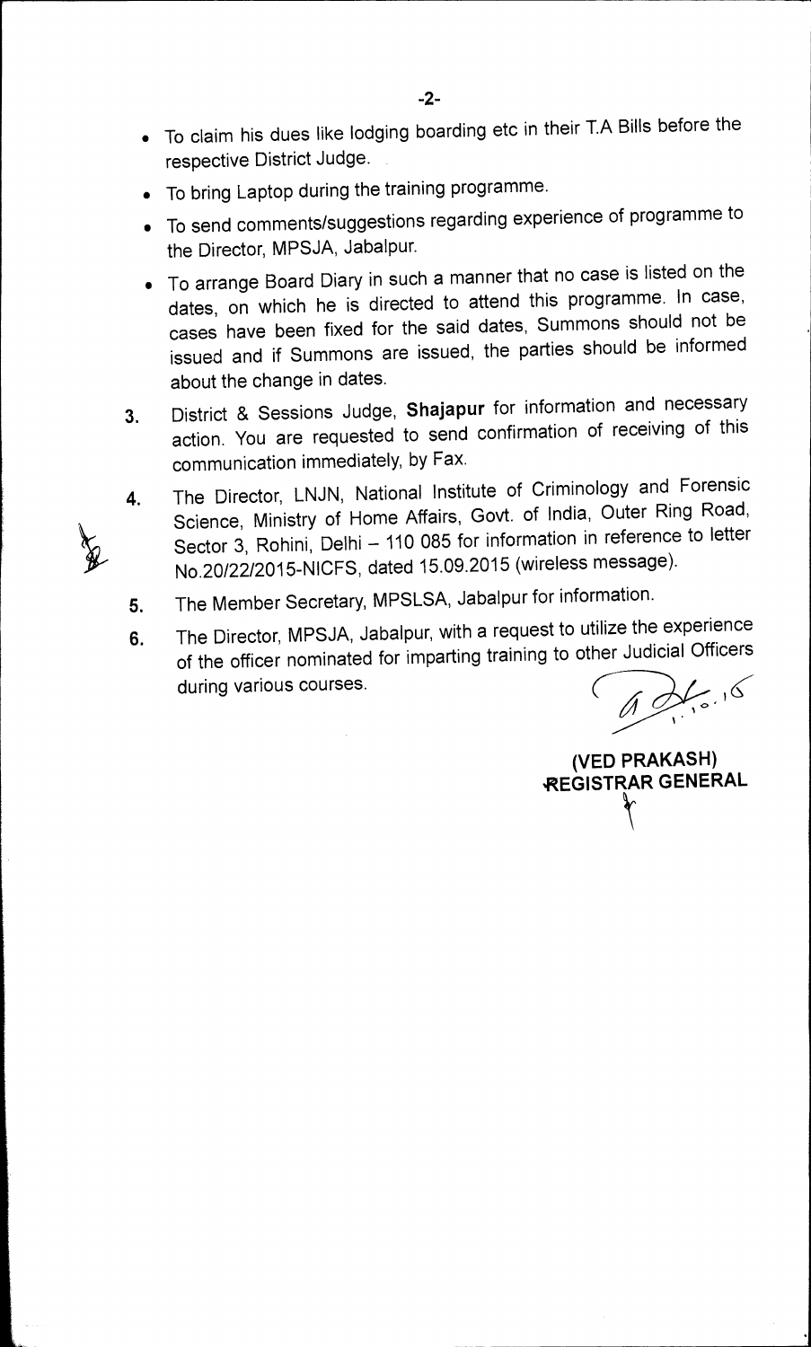- To claim his dues like lodging boarding etc in their T.A Bills before the respective District Judge.
- To bring Laptop during the training programme.
- To send comments/suggestions regarding experience of programme to the Director, MPSJA, Jabalpur.
- To arrange Board Diary in such a manner that no case is listed on the dates, on which he is directed to attend this programme. In case, cases have been fixed for the said dates, Summons should not be issued and if Summons are issued, the parties should be informed about the change in dates.

3. District & Sessions Judge, **Shajapur** for information and necessary action. You are requested to send confirmation of receiving of this communication immediately, by Fax.
4. The Director, LNJN, National Institute of Criminology and Forensic Science, Ministry of Home Affairs, Govt. of India, Outer Ring Road, Sector 3, Rohini, Delhi – 110 085 for information in reference to letter No.20/22/2015-NICFS, dated 15.09.2015 (wireless message).
5. The Member Secretary, MPSLSA, Jabalpur for information.
6. The Director, MPSJA, Jabalpur, with a request to utilize the experience of the officer nominated for imparting training to other Judicial Officers during various courses.

**(VED PRAKASH)**
**REGISTRAR GENERAL**